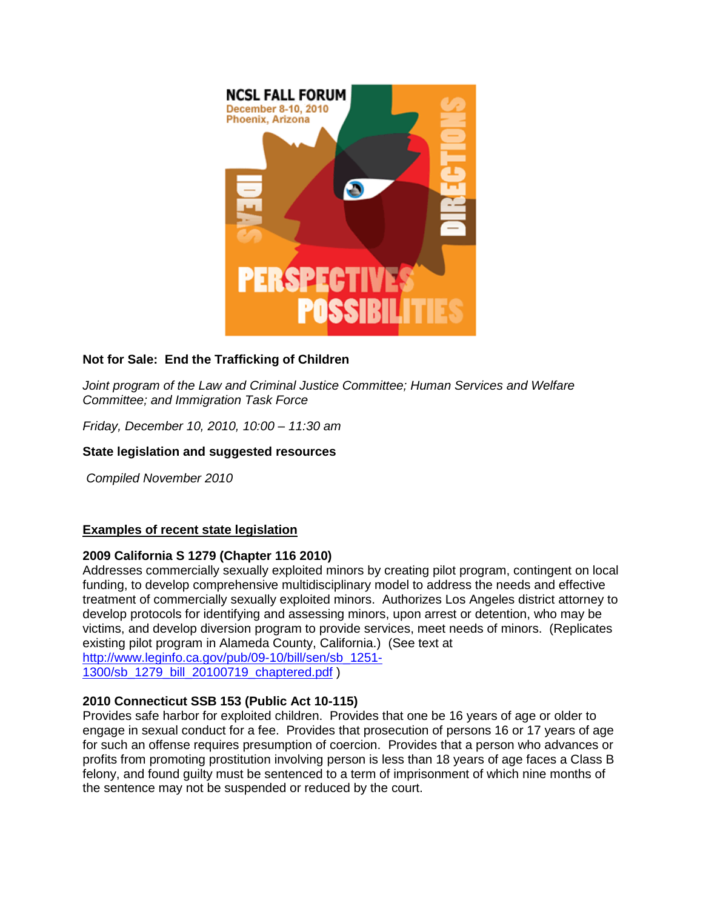**Not for Sale: End the Trafficking of Children**

*Joint program of the Law and Criminal Justice Committee; Human Services and Welfare Committee; and Immigration Task Force*

*Friday, December 10, 2010, 10:00 – 11:30 am*

**State legislation and suggested resources**

*Compiled November 2010*

## Examples of recent state legislation

**2009 California S 1279 (Chapter 116 2010)**

Addresses commercially sexually exploited minors by creating pilot program, contingent on local funding, to develop comprehensive multidisciplinary model to address the needs and effective treatment of commercially sexually exploited minors. Authorizes Los Angeles district attorney to develop protocols for identifying and assessing minors, upon arrest or detention, who may be victims, and develop diversion program to provide services, meet needs of minors. (Replicates existing pilot program in Alameda County, California.) (See text at [http://www.leginfo.ca.gov/pub/09-10/bill/sen/sb_1251-1300/sb_1279_bill_20100719_chaptered.pdf](http://www.leginfo.ca.gov/pub/09-10/bill/sen/sb_1251-1300/sb_1279_bill_20100719_chaptered.pdf) )

**2010 Connecticut SSB 153 (Public Act 10-115)**

Provides safe harbor for exploited children. Provides that one be 16 years of age or older to engage in sexual conduct for a fee. Provides that prosecution of persons 16 or 17 years of age for such an offense requires presumption of coercion. Provides that a person who advances or profits from promoting prostitution involving person is less than 18 years of age faces a Class B felony, and found guilty must be sentenced to a term of imprisonment of which nine months of the sentence may not be suspended or reduced by the court.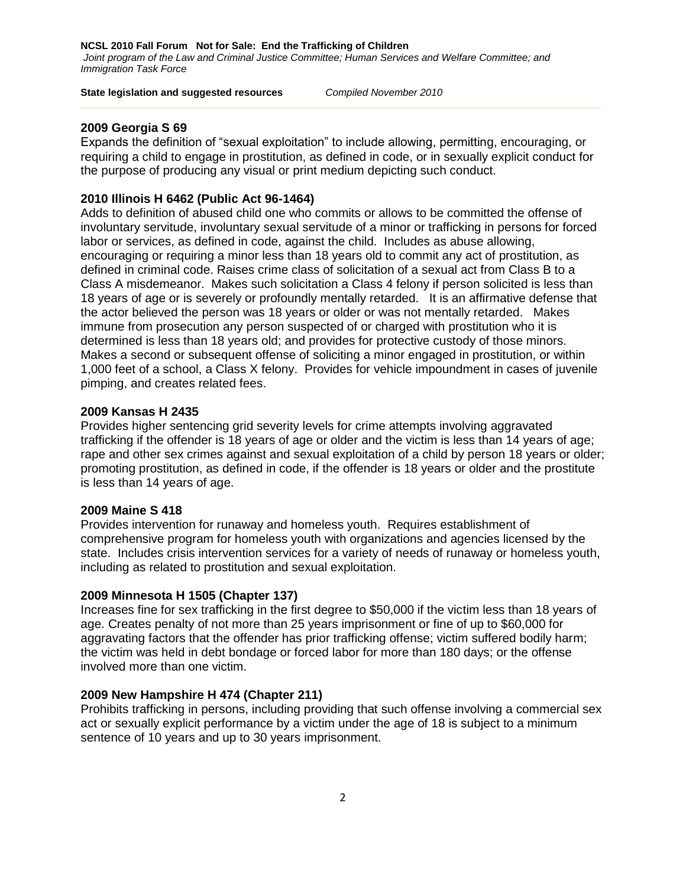### 2009 Georgia S 69

Expands the definition of "sexual exploitation" to include allowing, permitting, encouraging, or requiring a child to engage in prostitution, as defined in code, or in sexually explicit conduct for the purpose of producing any visual or print medium depicting such conduct.

### 2010 Illinois H 6462 (Public Act 96-1464)

Adds to definition of abused child one who commits or allows to be committed the offense of involuntary servitude, involuntary sexual servitude of a minor or trafficking in persons for forced labor or services, as defined in code, against the child. Includes as abuse allowing, encouraging or requiring a minor less than 18 years old to commit any act of prostitution, as defined in criminal code. Raises crime class of solicitation of a sexual act from Class B to a Class A misdemeanor. Makes such solicitation a Class 4 felony if person solicited is less than 18 years of age or is severely or profoundly mentally retarded. It is an affirmative defense that the actor believed the person was 18 years or older or was not mentally retarded. Makes immune from prosecution any person suspected of or charged with prostitution who it is determined is less than 18 years old; and provides for protective custody of those minors. Makes a second or subsequent offense of soliciting a minor engaged in prostitution, or within 1,000 feet of a school, a Class X felony. Provides for vehicle impoundment in cases of juvenile pimping, and creates related fees.

### 2009 Kansas H 2435

Provides higher sentencing grid severity levels for crime attempts involving aggravated trafficking if the offender is 18 years of age or older and the victim is less than 14 years of age; rape and other sex crimes against and sexual exploitation of a child by person 18 years or older; promoting prostitution, as defined in code, if the offender is 18 years or older and the prostitute is less than 14 years of age.

### 2009 Maine S 418

Provides intervention for runaway and homeless youth. Requires establishment of comprehensive program for homeless youth with organizations and agencies licensed by the state. Includes crisis intervention services for a variety of needs of runaway or homeless youth, including as related to prostitution and sexual exploitation.

### 2009 Minnesota H 1505 (Chapter 137)

Increases fine for sex trafficking in the first degree to $50,000 if the victim less than 18 years of age. Creates penalty of not more than 25 years imprisonment or fine of up to $60,000 for aggravating factors that the offender has prior trafficking offense; victim suffered bodily harm; the victim was held in debt bondage or forced labor for more than 180 days; or the offense involved more than one victim.

### 2009 New Hampshire H 474 (Chapter 211)

Prohibits trafficking in persons, including providing that such offense involving a commercial sex act or sexually explicit performance by a victim under the age of 18 is subject to a minimum sentence of 10 years and up to 30 years imprisonment.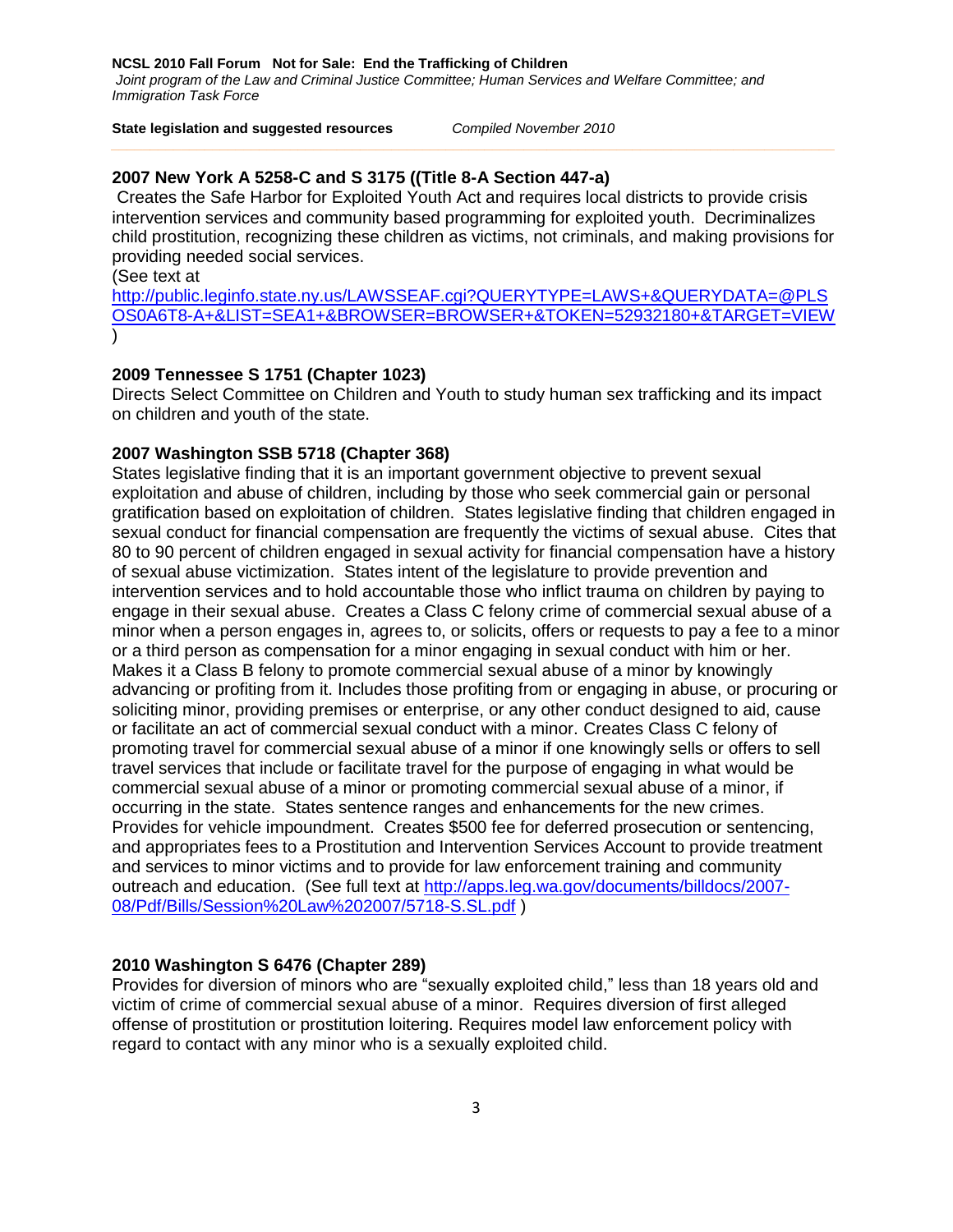### 2007 New York A 5258-C and S 3175 ((Title 8-A Section 447-a)

Creates the Safe Harbor for Exploited Youth Act and requires local districts to provide crisis intervention services and community based programming for exploited youth. Decriminalizes child prostitution, recognizing these children as victims, not criminals, and making provisions for providing needed social services.
(See text at http://public.leginfo.state.ny.us/LAWSSEAF.cgi?QUERYTYPE=LAWS+&QUERYDATA=@PLSOS0A6T8-A+&LIST=SEA1+&BROWSER=BROWSER+&TOKEN=52932180+&TARGET=VIEW )

### 2009 Tennessee S 1751 (Chapter 1023)

Directs Select Committee on Children and Youth to study human sex trafficking and its impact on children and youth of the state.

### 2007 Washington SSB 5718 (Chapter 368)

States legislative finding that it is an important government objective to prevent sexual exploitation and abuse of children, including by those who seek commercial gain or personal gratification based on exploitation of children. States legislative finding that children engaged in sexual conduct for financial compensation are frequently the victims of sexual abuse. Cites that 80 to 90 percent of children engaged in sexual activity for financial compensation have a history of sexual abuse victimization. States intent of the legislature to provide prevention and intervention services and to hold accountable those who inflict trauma on children by paying to engage in their sexual abuse. Creates a Class C felony crime of commercial sexual abuse of a minor when a person engages in, agrees to, or solicits, offers or requests to pay a fee to a minor or a third person as compensation for a minor engaging in sexual conduct with him or her. Makes it a Class B felony to promote commercial sexual abuse of a minor by knowingly advancing or profiting from it. Includes those profiting from or engaging in abuse, or procuring or soliciting minor, providing premises or enterprise, or any other conduct designed to aid, cause or facilitate an act of commercial sexual conduct with a minor. Creates Class C felony of promoting travel for commercial sexual abuse of a minor if one knowingly sells or offers to sell travel services that include or facilitate travel for the purpose of engaging in what would be commercial sexual abuse of a minor or promoting commercial sexual abuse of a minor, if occurring in the state. States sentence ranges and enhancements for the new crimes. Provides for vehicle impoundment. Creates $500 fee for deferred prosecution or sentencing, and appropriates fees to a Prostitution and Intervention Services Account to provide treatment and services to minor victims and to provide for law enforcement training and community outreach and education. (See full text at http://apps.leg.wa.gov/documents/billdocs/2007-08/Pdf/Bills/Session%20Law%202007/5718-S.SL.pdf )

### 2010 Washington S 6476 (Chapter 289)

Provides for diversion of minors who are "sexually exploited child," less than 18 years old and victim of crime of commercial sexual abuse of a minor. Requires diversion of first alleged offense of prostitution or prostitution loitering. Requires model law enforcement policy with regard to contact with any minor who is a sexually exploited child.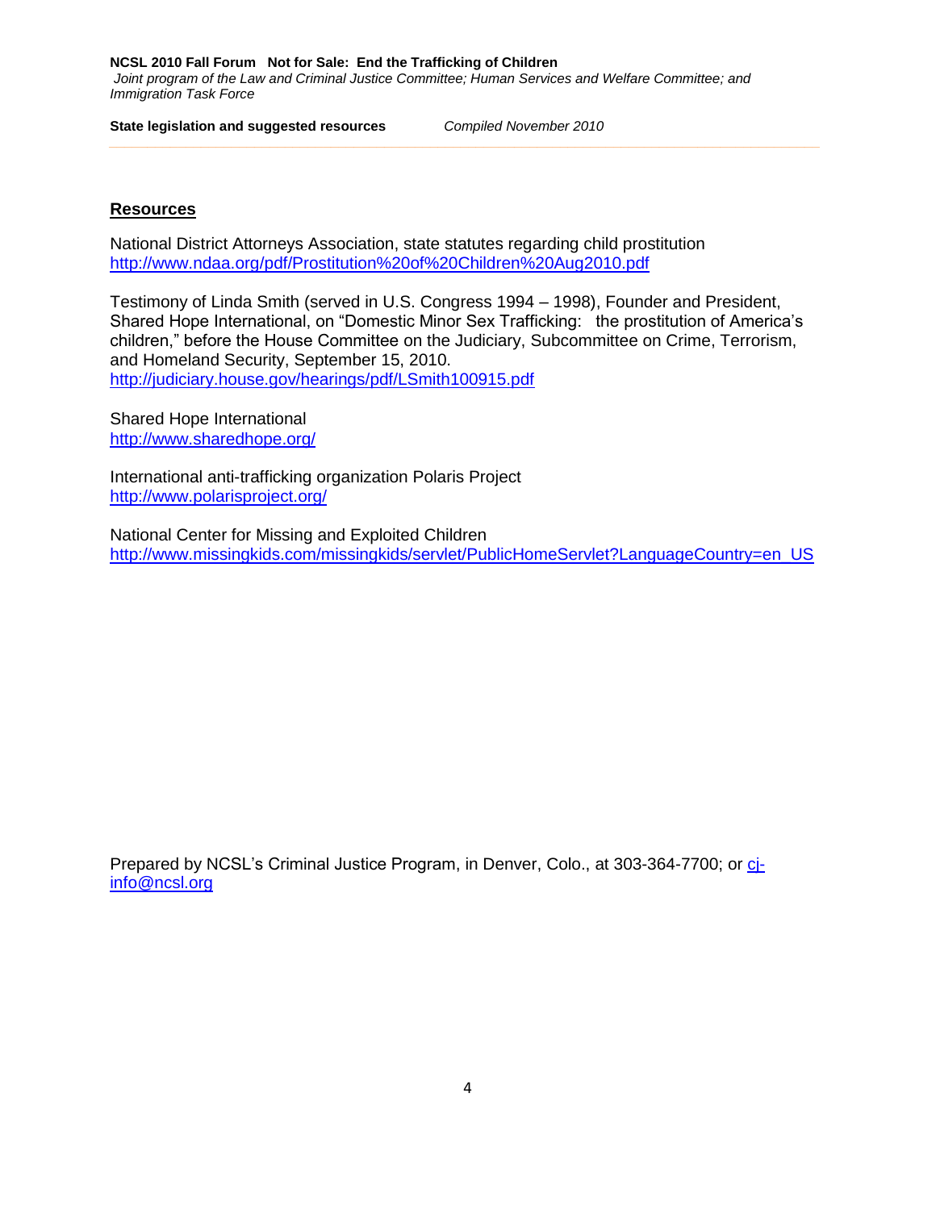## Resources

National District Attorneys Association, state statutes regarding child prostitution
http://www.ndaa.org/pdf/Prostitution%20of%20Children%20Aug2010.pdf

Testimony of Linda Smith (served in U.S. Congress 1994 – 1998), Founder and President, Shared Hope International, on "Domestic Minor Sex Trafficking: the prostitution of America's children," before the House Committee on the Judiciary, Subcommittee on Crime, Terrorism, and Homeland Security, September 15, 2010.
http://judiciary.house.gov/hearings/pdf/LSmith100915.pdf

Shared Hope International
http://www.sharedhope.org/

International anti-trafficking organization Polaris Project
http://www.polarisproject.org/

National Center for Missing and Exploited Children
http://www.missingkids.com/missingkids/servlet/PublicHomeServlet?LanguageCountry=en_US

Prepared by NCSL's Criminal Justice Program, in Denver, Colo., at 303-364-7700; or cj-info@ncsl.org